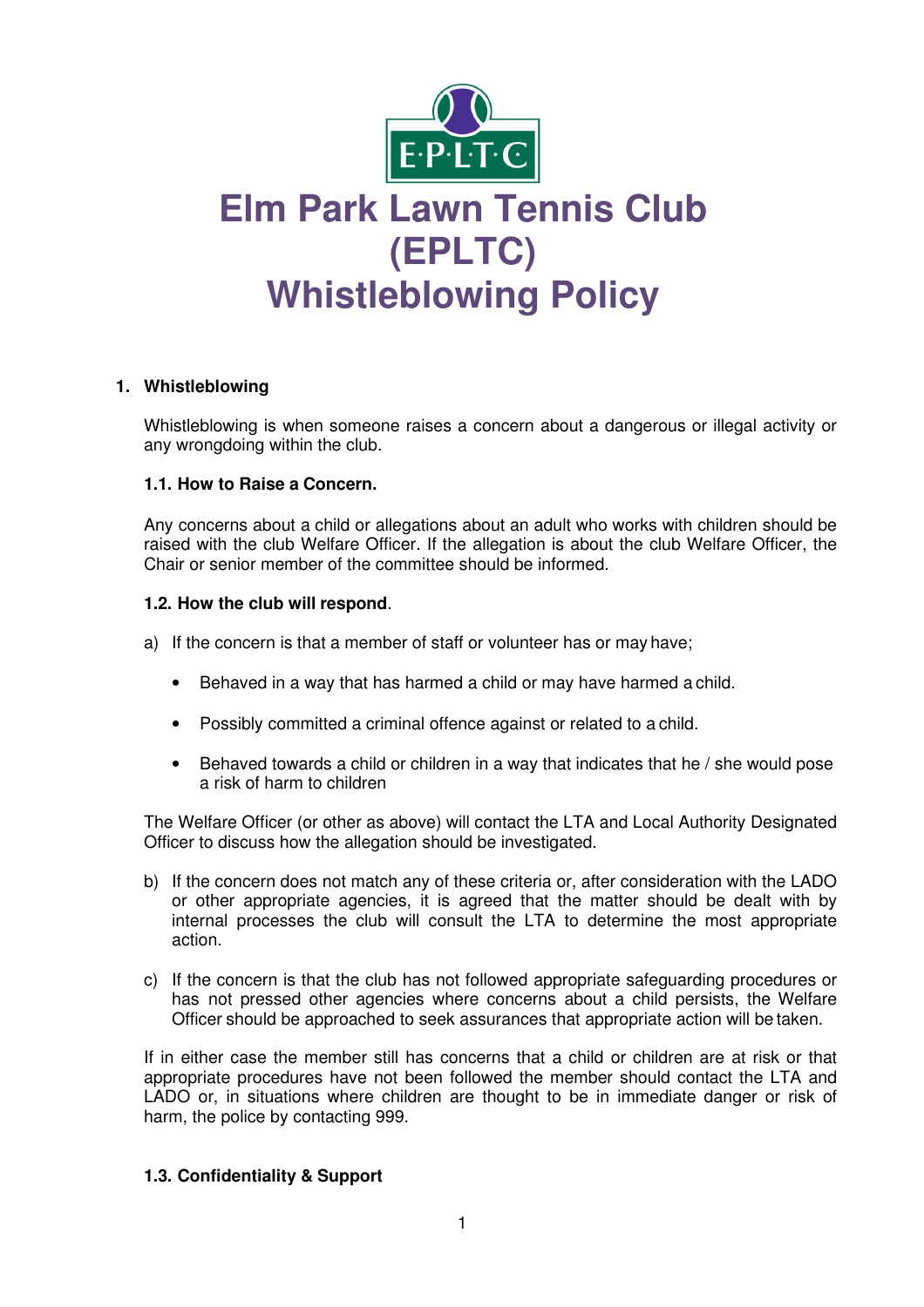# Elm Park Lawn Tennis Club (EPLTC) Whistleblowing Policy

## 1. Whistleblowing

Whistleblowing is when someone raises a concern about a dangerous or illegal activity or any wrongdoing within the club.

### 1.1. How to Raise a Concern.

Any concerns about a child or allegations about an adult who works with children should be raised with the club Welfare Officer. If the allegation is about the club Welfare Officer, the Chair or senior member of the committee should be informed.

### 1.2. How the club will respond.

a) If the concern is that a member of staff or volunteer has or may have;

- Behaved in a way that has harmed a child or may have harmed a child.
- Possibly committed a criminal offence against or related to a child.
- Behaved towards a child or children in a way that indicates that he / she would pose a risk of harm to children

The Welfare Officer (or other as above) will contact the LTA and Local Authority Designated Officer to discuss how the allegation should be investigated.

b) If the concern does not match any of these criteria or, after consideration with the LADO or other appropriate agencies, it is agreed that the matter should be dealt with by internal processes the club will consult the LTA to determine the most appropriate action.

c) If the concern is that the club has not followed appropriate safeguarding procedures or has not pressed other agencies where concerns about a child persists, the Welfare Officer should be approached to seek assurances that appropriate action will be taken.

If in either case the member still has concerns that a child or children are at risk or that appropriate procedures have not been followed the member should contact the LTA and LADO or, in situations where children are thought to be in immediate danger or risk of harm, the police by contacting 999.

### 1.3. Confidentiality & Support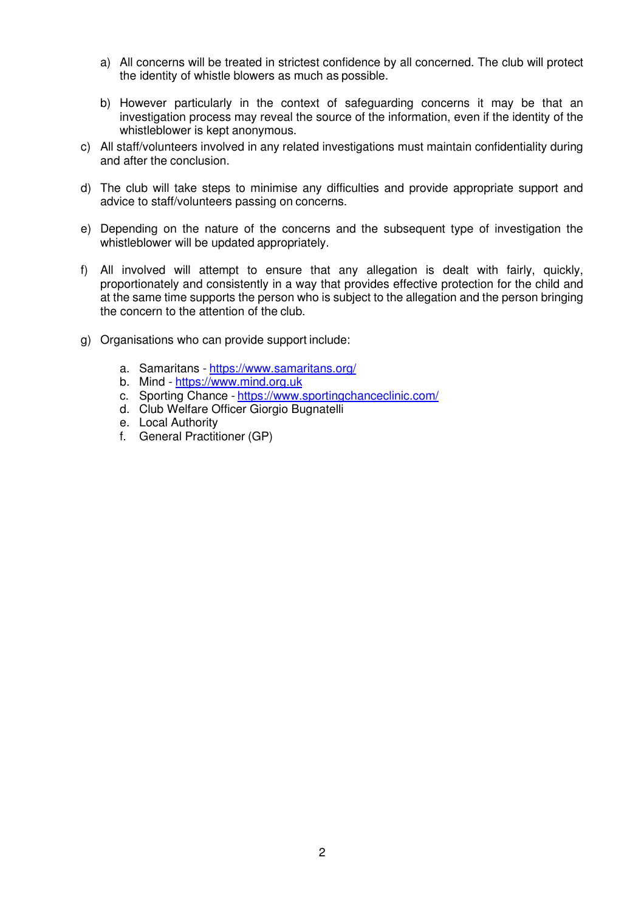a) All concerns will be treated in strictest confidence by all concerned. The club will protect the identity of whistle blowers as much as possible.

b) However particularly in the context of safeguarding concerns it may be that an investigation process may reveal the source of the information, even if the identity of the whistleblower is kept anonymous.

c) All staff/volunteers involved in any related investigations must maintain confidentiality during and after the conclusion.

d) The club will take steps to minimise any difficulties and provide appropriate support and advice to staff/volunteers passing on concerns.

e) Depending on the nature of the concerns and the subsequent type of investigation the whistleblower will be updated appropriately.

f) All involved will attempt to ensure that any allegation is dealt with fairly, quickly, proportionately and consistently in a way that provides effective protection for the child and at the same time supports the person who is subject to the allegation and the person bringing the concern to the attention of the club.

g) Organisations who can provide support include:

   a. Samaritans - https://www.samaritans.org/
   b. Mind - https://www.mind.org.uk
   c. Sporting Chance - https://www.sportingchanceclinic.com/
   d. Club Welfare Officer Giorgio Bugnatelli
   e. Local Authority
   f. General Practitioner (GP)